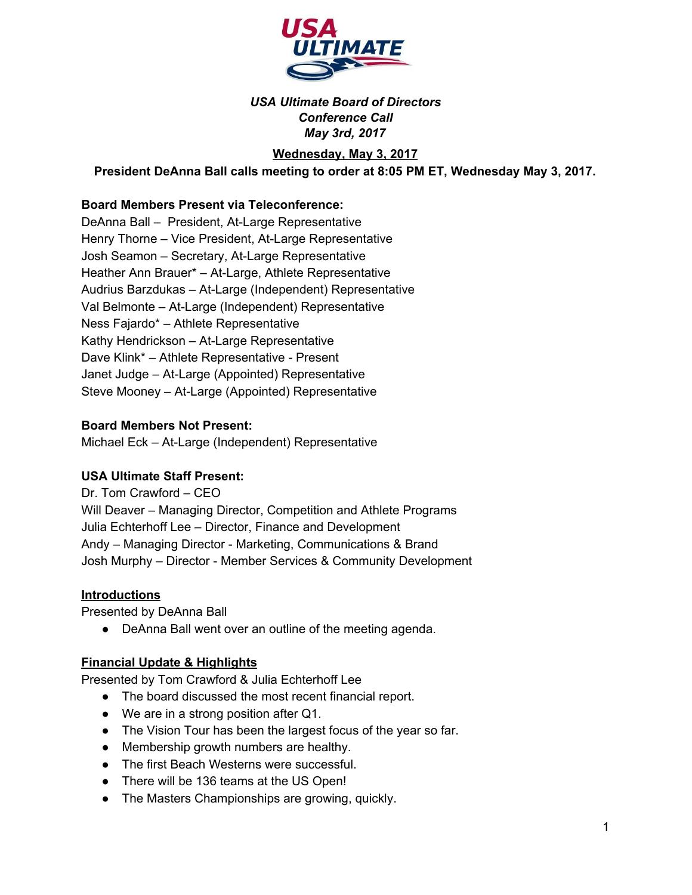***USA Ultimate Board of Directors***
***Conference Call***
***May 3rd, 2017***

**Wednesday, May 3, 2017**

**President DeAnna Ball calls meeting to order at 8:05 PM ET, Wednesday May 3, 2017.**

**Board Members Present via Teleconference:**

DeAnna Ball – President, At-Large Representative
Henry Thorne – Vice President, At-Large Representative
Josh Seamon – Secretary, At-Large Representative
Heather Ann Brauer* – At-Large, Athlete Representative
Audrius Barzdukas – At-Large (Independent) Representative
Val Belmonte – At-Large (Independent) Representative
Ness Fajardo* – Athlete Representative
Kathy Hendrickson – At-Large Representative
Dave Klink* – Athlete Representative - Present
Janet Judge – At-Large (Appointed) Representative
Steve Mooney – At-Large (Appointed) Representative

**Board Members Not Present:**

Michael Eck – At-Large (Independent) Representative

**USA Ultimate Staff Present:**

Dr. Tom Crawford – CEO
Will Deaver – Managing Director, Competition and Athlete Programs
Julia Echterhoff Lee – Director, Finance and Development
Andy – Managing Director - Marketing, Communications & Brand
Josh Murphy – Director - Member Services & Community Development

## Introductions

Presented by DeAnna Ball

- DeAnna Ball went over an outline of the meeting agenda.

## Financial Update & Highlights

Presented by Tom Crawford & Julia Echterhoff Lee

- The board discussed the most recent financial report.
- We are in a strong position after Q1.
- The Vision Tour has been the largest focus of the year so far.
- Membership growth numbers are healthy.
- The first Beach Westerns were successful.
- There will be 136 teams at the US Open!
- The Masters Championships are growing, quickly.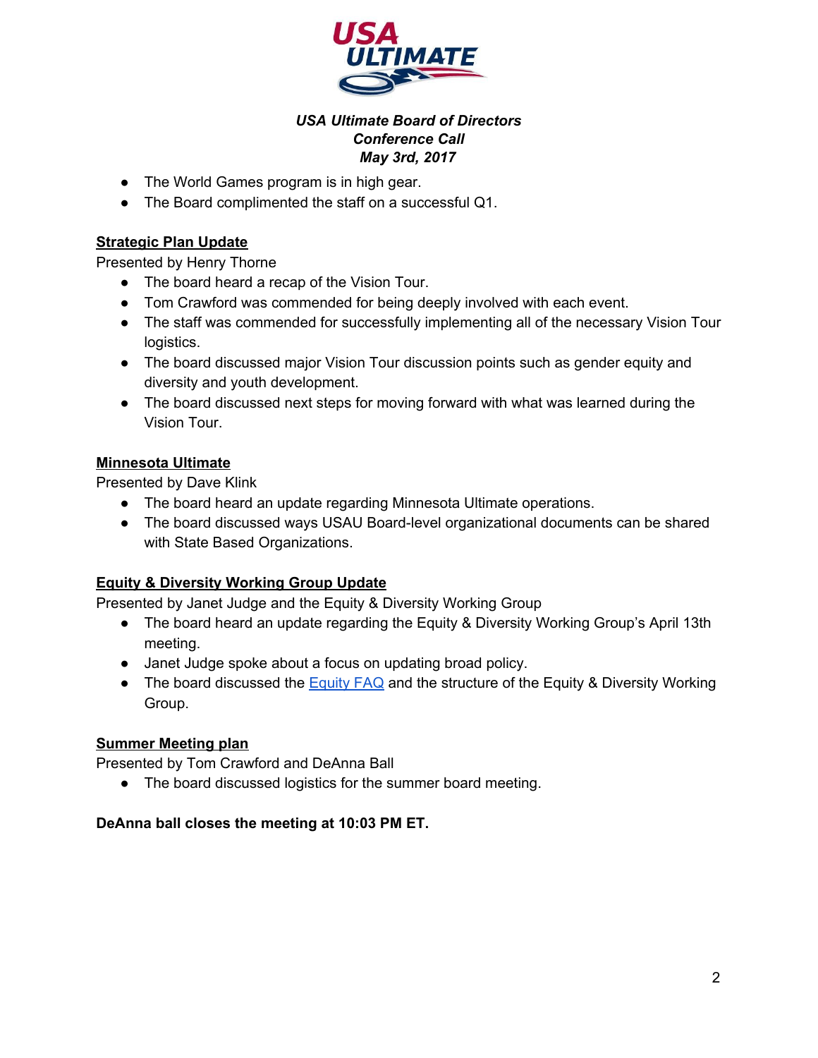*USA Ultimate Board of Directors*
*Conference Call*
*May 3rd, 2017*

- The World Games program is in high gear.
- The Board complimented the staff on a successful Q1.

## Strategic Plan Update

Presented by Henry Thorne

- The board heard a recap of the Vision Tour.
- Tom Crawford was commended for being deeply involved with each event.
- The staff was commended for successfully implementing all of the necessary Vision Tour logistics.
- The board discussed major Vision Tour discussion points such as gender equity and diversity and youth development.
- The board discussed next steps for moving forward with what was learned during the Vision Tour.

## Minnesota Ultimate

Presented by Dave Klink

- The board heard an update regarding Minnesota Ultimate operations.
- The board discussed ways USAU Board-level organizational documents can be shared with State Based Organizations.

## Equity & Diversity Working Group Update

Presented by Janet Judge and the Equity & Diversity Working Group

- The board heard an update regarding the Equity & Diversity Working Group's April 13th meeting.
- Janet Judge spoke about a focus on updating broad policy.
- The board discussed the Equity FAQ and the structure of the Equity & Diversity Working Group.

## Summer Meeting plan

Presented by Tom Crawford and DeAnna Ball

- The board discussed logistics for the summer board meeting.

**DeAnna ball closes the meeting at 10:03 PM ET.**